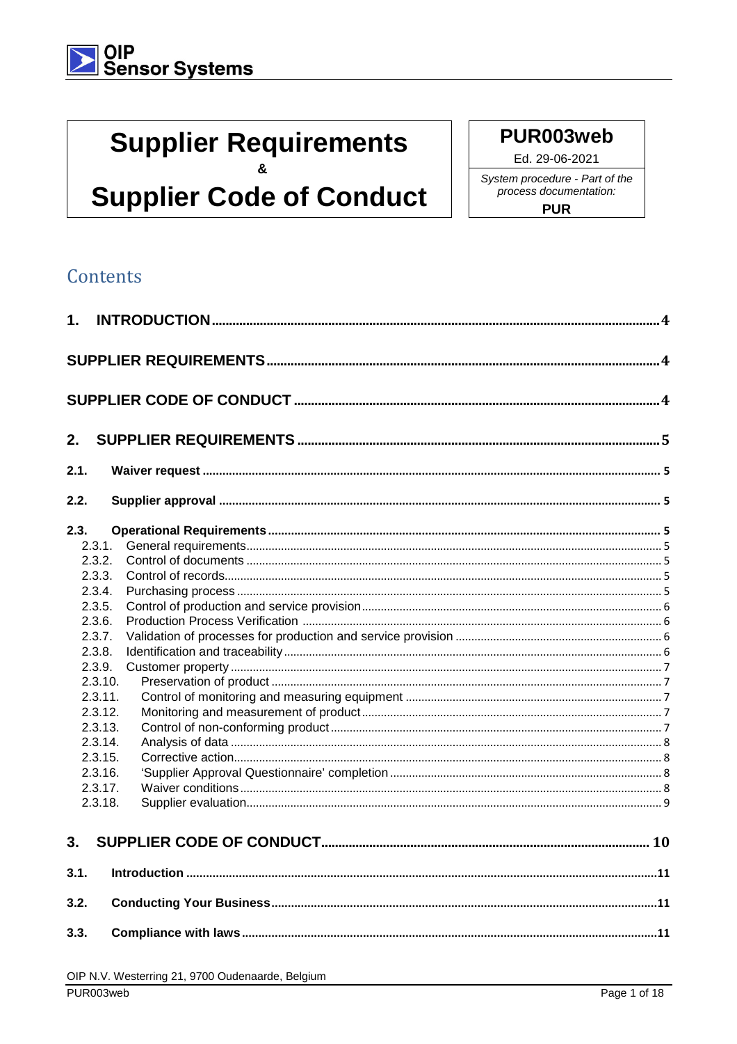OIP Sensor Systems

# Supplier Requirements & Supplier Code of Conduct

**PUR003web**

Ed. 29-06-2021

*System procedure - Part of the process documentation:*

**PUR**

## Contents

**1. INTRODUCTION** .... 4

**SUPPLIER REQUIREMENTS** .... 4

**SUPPLIER CODE OF CONDUCT** .... 4

**2. SUPPLIER REQUIREMENTS** .... 5

**2.1. Waiver request** .... 5

**2.2. Supplier approval** .... 5

**2.3. Operational Requirements** .... 5

- 2.3.1. General requirements .... 5
- 2.3.2. Control of documents .... 5
- 2.3.3. Control of records .... 5
- 2.3.4. Purchasing process .... 5
- 2.3.5. Control of production and service provision .... 6
- 2.3.6. Production Process Verification .... 6
- 2.3.7. Validation of processes for production and service provision .... 6
- 2.3.8. Identification and traceability .... 6
- 2.3.9. Customer property .... 7
- 2.3.10. Preservation of product .... 7
- 2.3.11. Control of monitoring and measuring equipment .... 7
- 2.3.12. Monitoring and measurement of product .... 7
- 2.3.13. Control of non-conforming product .... 7
- 2.3.14. Analysis of data .... 8
- 2.3.15. Corrective action .... 8
- 2.3.16. 'Supplier Approval Questionnaire' completion .... 8
- 2.3.17. Waiver conditions .... 8
- 2.3.18. Supplier evaluation .... 9

**3. SUPPLIER CODE OF CONDUCT** .... 10

**3.1. Introduction** .... 11

**3.2. Conducting Your Business** .... 11

**3.3. Compliance with laws** .... 11

OIP N.V. Westerring 21, 9700 Oudenaarde, Belgium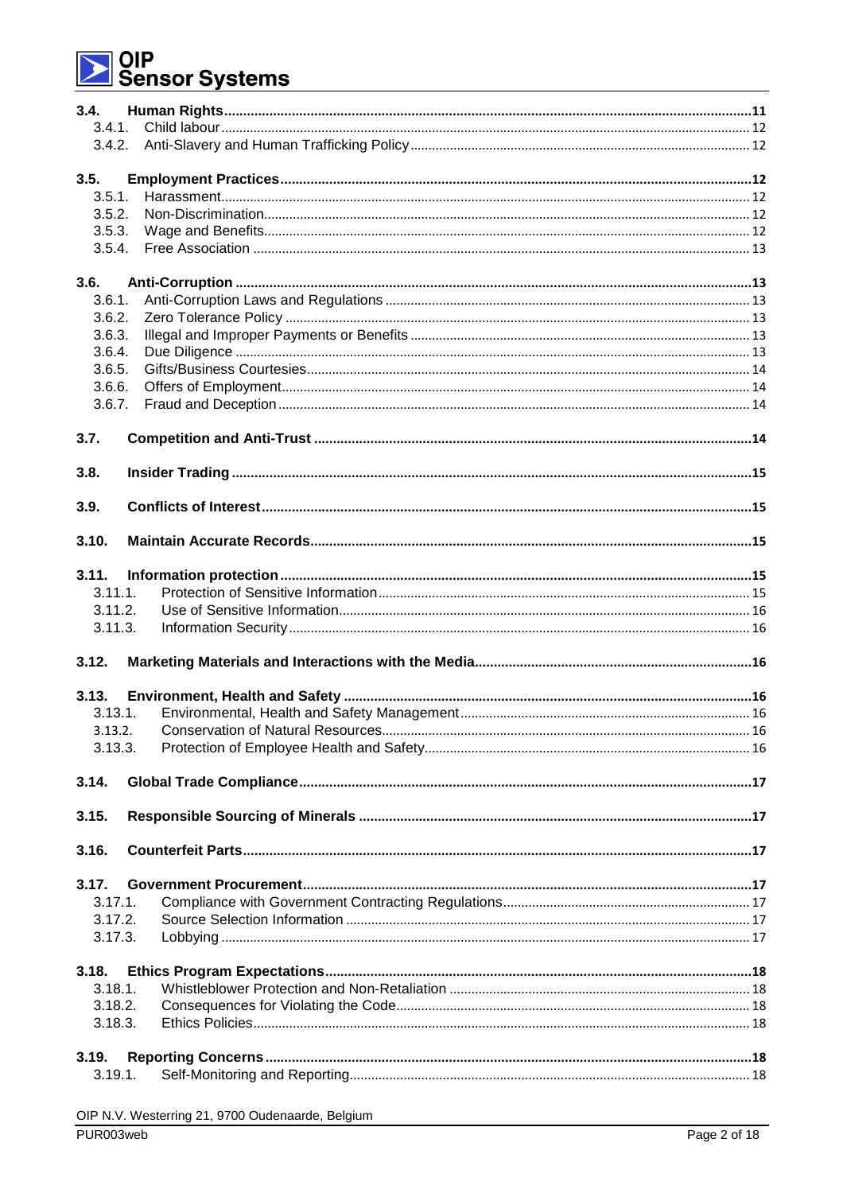- **3.4. Human Rights** .......... 11
  - 3.4.1. Child labour .......... 12
  - 3.4.2. Anti-Slavery and Human Trafficking Policy .......... 12
- **3.5. Employment Practices** .......... 12
  - 3.5.1. Harassment .......... 12
  - 3.5.2. Non-Discrimination .......... 12
  - 3.5.3. Wage and Benefits .......... 12
  - 3.5.4. Free Association .......... 13
- **3.6. Anti-Corruption** .......... 13
  - 3.6.1. Anti-Corruption Laws and Regulations .......... 13
  - 3.6.2. Zero Tolerance Policy .......... 13
  - 3.6.3. Illegal and Improper Payments or Benefits .......... 13
  - 3.6.4. Due Diligence .......... 13
  - 3.6.5. Gifts/Business Courtesies .......... 14
  - 3.6.6. Offers of Employment .......... 14
  - 3.6.7. Fraud and Deception .......... 14
- **3.7. Competition and Anti-Trust** .......... 14
- **3.8. Insider Trading** .......... 15
- **3.9. Conflicts of Interest** .......... 15
- **3.10. Maintain Accurate Records** .......... 15
- **3.11. Information protection** .......... 15
  - 3.11.1. Protection of Sensitive Information .......... 15
  - 3.11.2. Use of Sensitive Information .......... 16
  - 3.11.3. Information Security .......... 16
- **3.12. Marketing Materials and Interactions with the Media** .......... 16
- **3.13. Environment, Health and Safety** .......... 16
  - 3.13.1. Environmental, Health and Safety Management .......... 16
  - 3.13.2. Conservation of Natural Resources .......... 16
  - 3.13.3. Protection of Employee Health and Safety .......... 16
- **3.14. Global Trade Compliance** .......... 17
- **3.15. Responsible Sourcing of Minerals** .......... 17
- **3.16. Counterfeit Parts** .......... 17
- **3.17. Government Procurement** .......... 17
  - 3.17.1. Compliance with Government Contracting Regulations .......... 17
  - 3.17.2. Source Selection Information .......... 17
  - 3.17.3. Lobbying .......... 17
- **3.18. Ethics Program Expectations** .......... 18
  - 3.18.1. Whistleblower Protection and Non-Retaliation .......... 18
  - 3.18.2. Consequences for Violating the Code .......... 18
  - 3.18.3. Ethics Policies .......... 18
- **3.19. Reporting Concerns** .......... 18
  - 3.19.1. Self-Monitoring and Reporting .......... 18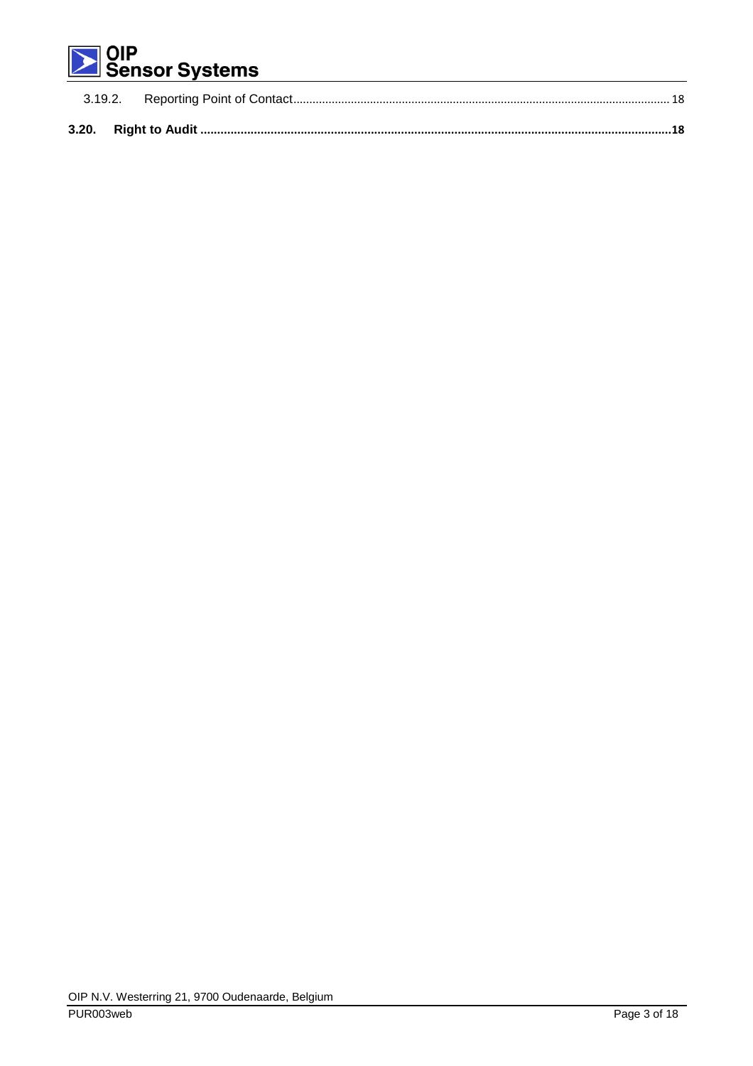3.19.2. Reporting Point of Contact ..... 18

**3.20. Right to Audit ..... 18**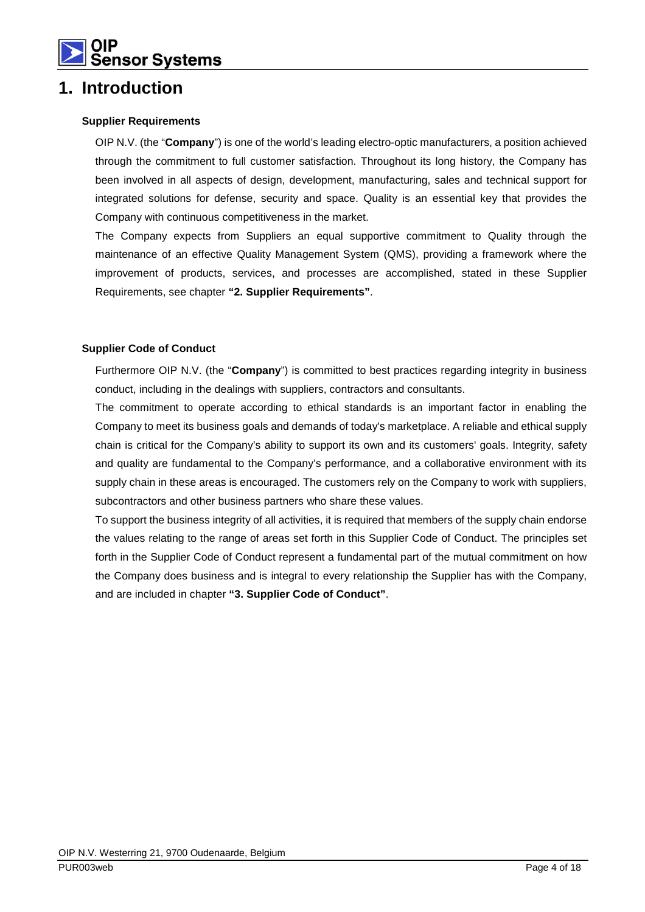# 1. Introduction

### Supplier Requirements

OIP N.V. (the "**Company**") is one of the world's leading electro-optic manufacturers, a position achieved through the commitment to full customer satisfaction. Throughout its long history, the Company has been involved in all aspects of design, development, manufacturing, sales and technical support for integrated solutions for defense, security and space. Quality is an essential key that provides the Company with continuous competitiveness in the market.

The Company expects from Suppliers an equal supportive commitment to Quality through the maintenance of an effective Quality Management System (QMS), providing a framework where the improvement of products, services, and processes are accomplished, stated in these Supplier Requirements, see chapter **"2. Supplier Requirements"**.

### Supplier Code of Conduct

Furthermore OIP N.V. (the "**Company**") is committed to best practices regarding integrity in business conduct, including in the dealings with suppliers, contractors and consultants.

The commitment to operate according to ethical standards is an important factor in enabling the Company to meet its business goals and demands of today's marketplace. A reliable and ethical supply chain is critical for the Company's ability to support its own and its customers' goals. Integrity, safety and quality are fundamental to the Company's performance, and a collaborative environment with its supply chain in these areas is encouraged. The customers rely on the Company to work with suppliers, subcontractors and other business partners who share these values.

To support the business integrity of all activities, it is required that members of the supply chain endorse the values relating to the range of areas set forth in this Supplier Code of Conduct. The principles set forth in the Supplier Code of Conduct represent a fundamental part of the mutual commitment on how the Company does business and is integral to every relationship the Supplier has with the Company, and are included in chapter **"3. Supplier Code of Conduct"**.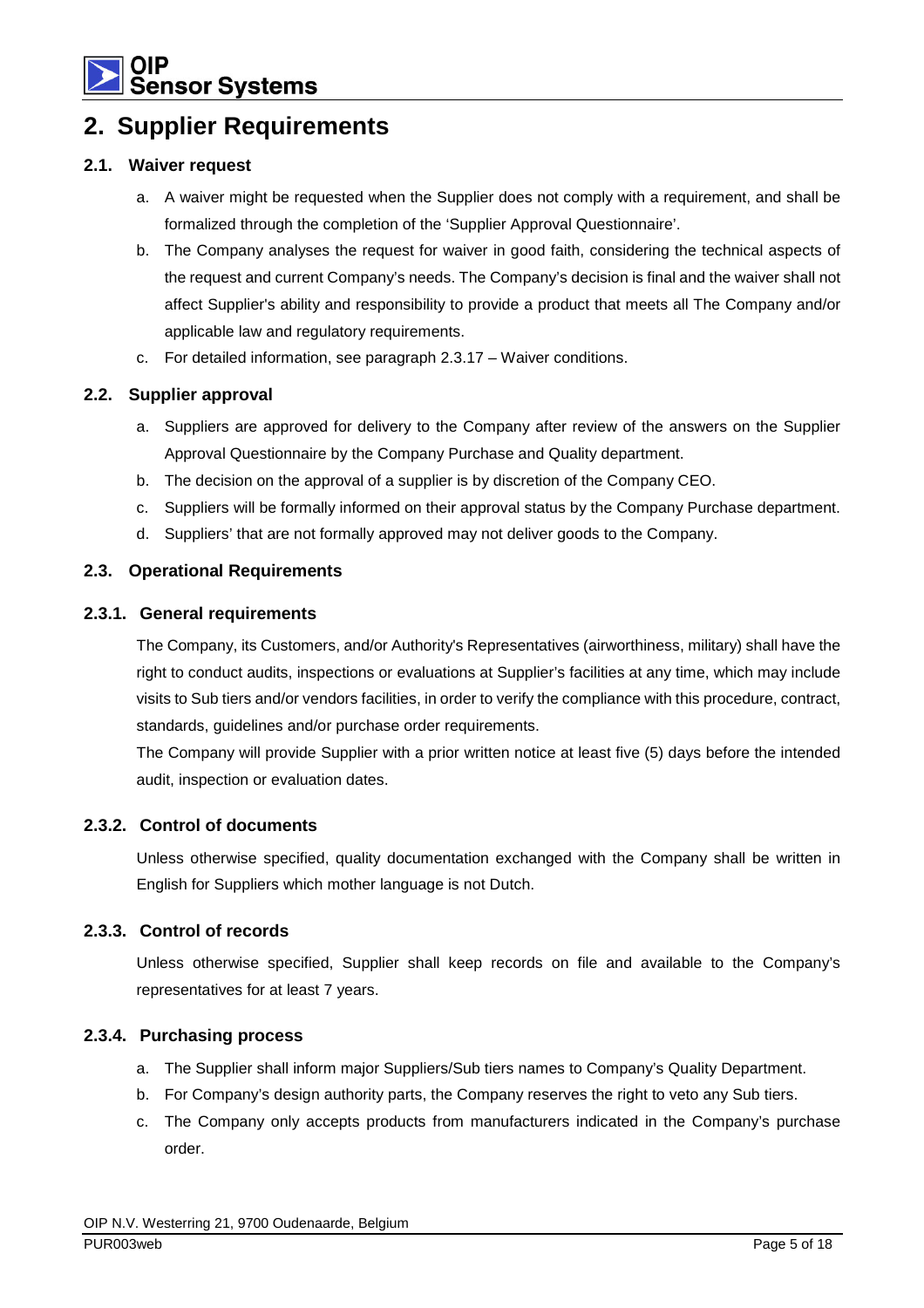# 2. Supplier Requirements

## 2.1. Waiver request

a. A waiver might be requested when the Supplier does not comply with a requirement, and shall be formalized through the completion of the 'Supplier Approval Questionnaire'.

b. The Company analyses the request for waiver in good faith, considering the technical aspects of the request and current Company's needs. The Company's decision is final and the waiver shall not affect Supplier's ability and responsibility to provide a product that meets all The Company and/or applicable law and regulatory requirements.

c. For detailed information, see paragraph 2.3.17 – Waiver conditions.

## 2.2. Supplier approval

a. Suppliers are approved for delivery to the Company after review of the answers on the Supplier Approval Questionnaire by the Company Purchase and Quality department.

b. The decision on the approval of a supplier is by discretion of the Company CEO.

c. Suppliers will be formally informed on their approval status by the Company Purchase department.

d. Suppliers' that are not formally approved may not deliver goods to the Company.

## 2.3. Operational Requirements

### 2.3.1. General requirements

The Company, its Customers, and/or Authority's Representatives (airworthiness, military) shall have the right to conduct audits, inspections or evaluations at Supplier's facilities at any time, which may include visits to Sub tiers and/or vendors facilities, in order to verify the compliance with this procedure, contract, standards, guidelines and/or purchase order requirements.

The Company will provide Supplier with a prior written notice at least five (5) days before the intended audit, inspection or evaluation dates.

### 2.3.2. Control of documents

Unless otherwise specified, quality documentation exchanged with the Company shall be written in English for Suppliers which mother language is not Dutch.

### 2.3.3. Control of records

Unless otherwise specified, Supplier shall keep records on file and available to the Company's representatives for at least 7 years.

### 2.3.4. Purchasing process

a. The Supplier shall inform major Suppliers/Sub tiers names to Company's Quality Department.

b. For Company's design authority parts, the Company reserves the right to veto any Sub tiers.

c. The Company only accepts products from manufacturers indicated in the Company's purchase order.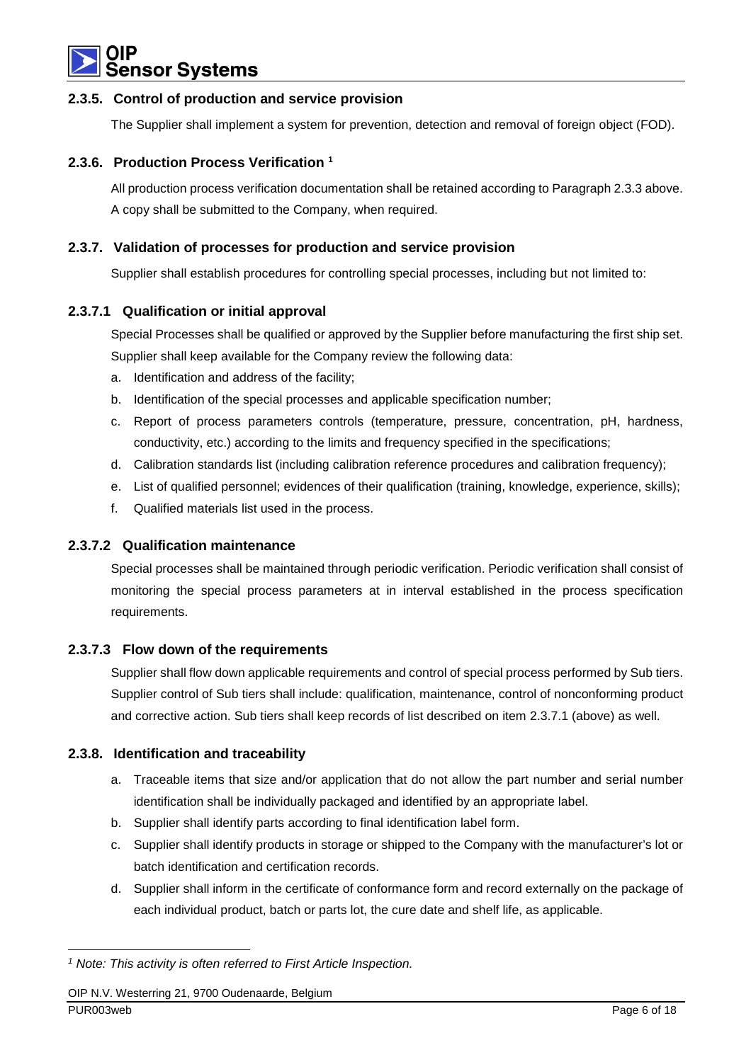### 2.3.5. Control of production and service provision

The Supplier shall implement a system for prevention, detection and removal of foreign object (FOD).

### 2.3.6. Production Process Verification [1]

All production process verification documentation shall be retained according to Paragraph 2.3.3 above. A copy shall be submitted to the Company, when required.

### 2.3.7. Validation of processes for production and service provision

Supplier shall establish procedures for controlling special processes, including but not limited to:

#### 2.3.7.1 Qualification or initial approval

Special Processes shall be qualified or approved by the Supplier before manufacturing the first ship set. Supplier shall keep available for the Company review the following data:

a. Identification and address of the facility;
b. Identification of the special processes and applicable specification number;
c. Report of process parameters controls (temperature, pressure, concentration, pH, hardness, conductivity, etc.) according to the limits and frequency specified in the specifications;
d. Calibration standards list (including calibration reference procedures and calibration frequency);
e. List of qualified personnel; evidences of their qualification (training, knowledge, experience, skills);
f. Qualified materials list used in the process.

#### 2.3.7.2 Qualification maintenance

Special processes shall be maintained through periodic verification. Periodic verification shall consist of monitoring the special process parameters at in interval established in the process specification requirements.

#### 2.3.7.3 Flow down of the requirements

Supplier shall flow down applicable requirements and control of special process performed by Sub tiers. Supplier control of Sub tiers shall include: qualification, maintenance, control of nonconforming product and corrective action. Sub tiers shall keep records of list described on item 2.3.7.1 (above) as well.

### 2.3.8. Identification and traceability

a. Traceable items that size and/or application that do not allow the part number and serial number identification shall be individually packaged and identified by an appropriate label.
b. Supplier shall identify parts according to final identification label form.
c. Supplier shall identify products in storage or shipped to the Company with the manufacturer's lot or batch identification and certification records.
d. Supplier shall inform in the certificate of conformance form and record externally on the package of each individual product, batch or parts lot, the cure date and shelf life, as applicable.

---

[1] *Note: This activity is often referred to First Article Inspection.*

OIP N.V. Westerring 21, 9700 Oudenaarde, Belgium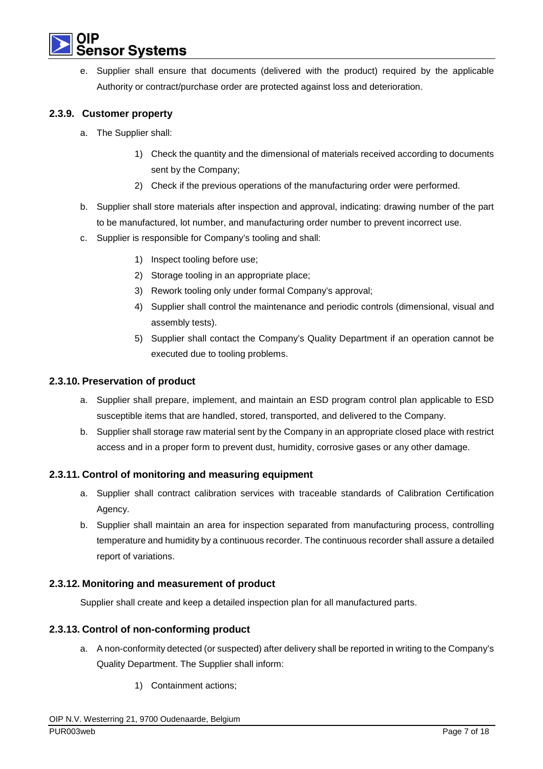e. Supplier shall ensure that documents (delivered with the product) required by the applicable Authority or contract/purchase order are protected against loss and deterioration.

### 2.3.9. Customer property

a. The Supplier shall:

   1) Check the quantity and the dimensional of materials received according to documents sent by the Company;
   2) Check if the previous operations of the manufacturing order were performed.

b. Supplier shall store materials after inspection and approval, indicating: drawing number of the part to be manufactured, lot number, and manufacturing order number to prevent incorrect use.

c. Supplier is responsible for Company's tooling and shall:

   1) Inspect tooling before use;
   2) Storage tooling in an appropriate place;
   3) Rework tooling only under formal Company's approval;
   4) Supplier shall control the maintenance and periodic controls (dimensional, visual and assembly tests).
   5) Supplier shall contact the Company's Quality Department if an operation cannot be executed due to tooling problems.

### 2.3.10. Preservation of product

a. Supplier shall prepare, implement, and maintain an ESD program control plan applicable to ESD susceptible items that are handled, stored, transported, and delivered to the Company.

b. Supplier shall storage raw material sent by the Company in an appropriate closed place with restrict access and in a proper form to prevent dust, humidity, corrosive gases or any other damage.

### 2.3.11. Control of monitoring and measuring equipment

a. Supplier shall contract calibration services with traceable standards of Calibration Certification Agency.

b. Supplier shall maintain an area for inspection separated from manufacturing process, controlling temperature and humidity by a continuous recorder. The continuous recorder shall assure a detailed report of variations.

### 2.3.12. Monitoring and measurement of product

Supplier shall create and keep a detailed inspection plan for all manufactured parts.

### 2.3.13. Control of non-conforming product

a. A non-conformity detected (or suspected) after delivery shall be reported in writing to the Company's Quality Department. The Supplier shall inform:

   1) Containment actions;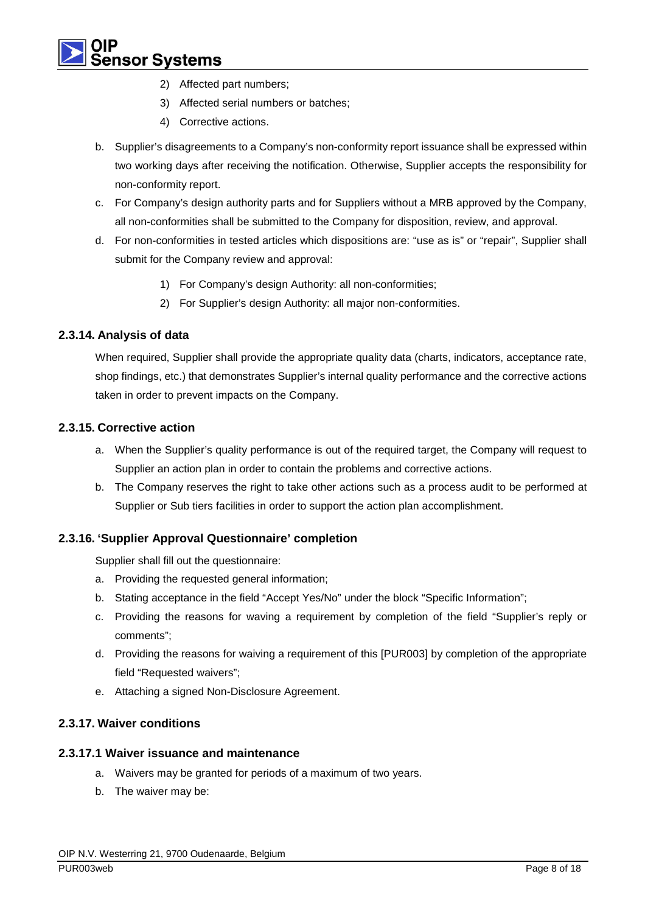2) Affected part numbers;
3) Affected serial numbers or batches;
4) Corrective actions.

b. Supplier's disagreements to a Company's non-conformity report issuance shall be expressed within two working days after receiving the notification. Otherwise, Supplier accepts the responsibility for non-conformity report.

c. For Company's design authority parts and for Suppliers without a MRB approved by the Company, all non-conformities shall be submitted to the Company for disposition, review, and approval.

d. For non-conformities in tested articles which dispositions are: "use as is" or "repair", Supplier shall submit for the Company review and approval:

   1) For Company's design Authority: all non-conformities;
   2) For Supplier's design Authority: all major non-conformities.

### 2.3.14. Analysis of data

When required, Supplier shall provide the appropriate quality data (charts, indicators, acceptance rate, shop findings, etc.) that demonstrates Supplier's internal quality performance and the corrective actions taken in order to prevent impacts on the Company.

### 2.3.15. Corrective action

a. When the Supplier's quality performance is out of the required target, the Company will request to Supplier an action plan in order to contain the problems and corrective actions.

b. The Company reserves the right to take other actions such as a process audit to be performed at Supplier or Sub tiers facilities in order to support the action plan accomplishment.

### 2.3.16. 'Supplier Approval Questionnaire' completion

Supplier shall fill out the questionnaire:

a. Providing the requested general information;

b. Stating acceptance in the field "Accept Yes/No" under the block "Specific Information";

c. Providing the reasons for waving a requirement by completion of the field "Supplier's reply or comments";

d. Providing the reasons for waiving a requirement of this [PUR003] by completion of the appropriate field "Requested waivers";

e. Attaching a signed Non-Disclosure Agreement.

### 2.3.17. Waiver conditions

#### 2.3.17.1 Waiver issuance and maintenance

a. Waivers may be granted for periods of a maximum of two years.

b. The waiver may be: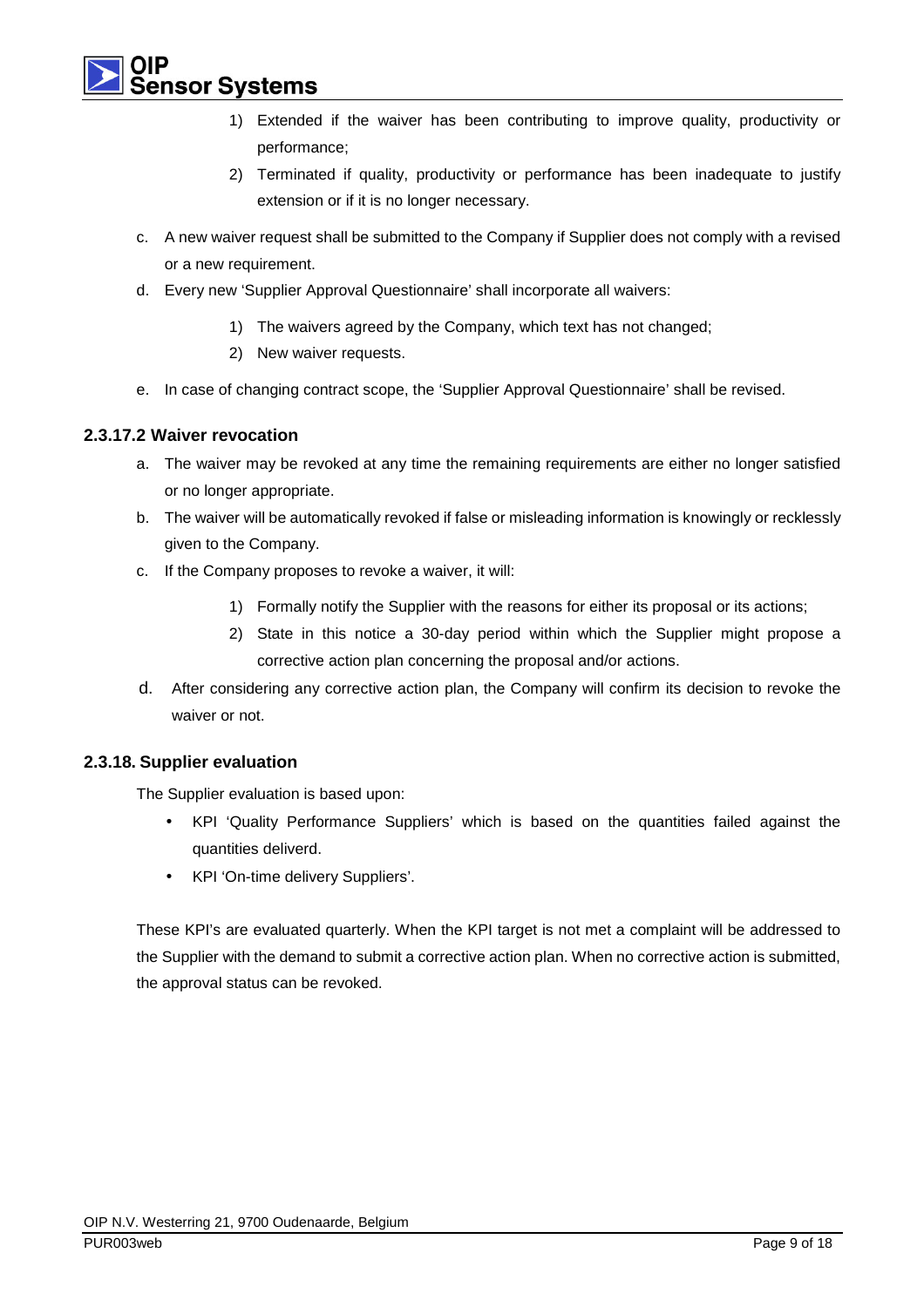1) Extended if the waiver has been contributing to improve quality, productivity or performance;
2) Terminated if quality, productivity or performance has been inadequate to justify extension or if it is no longer necessary.

c. A new waiver request shall be submitted to the Company if Supplier does not comply with a revised or a new requirement.

d. Every new 'Supplier Approval Questionnaire' shall incorporate all waivers:

1) The waivers agreed by the Company, which text has not changed;
2) New waiver requests.

e. In case of changing contract scope, the 'Supplier Approval Questionnaire' shall be revised.

### 2.3.17.2 Waiver revocation

a. The waiver may be revoked at any time the remaining requirements are either no longer satisfied or no longer appropriate.

b. The waiver will be automatically revoked if false or misleading information is knowingly or recklessly given to the Company.

c. If the Company proposes to revoke a waiver, it will:

1) Formally notify the Supplier with the reasons for either its proposal or its actions;
2) State in this notice a 30-day period within which the Supplier might propose a corrective action plan concerning the proposal and/or actions.

d. After considering any corrective action plan, the Company will confirm its decision to revoke the waiver or not.

### 2.3.18. Supplier evaluation

The Supplier evaluation is based upon:

- KPI 'Quality Performance Suppliers' which is based on the quantities failed against the quantities deliverd.
- KPI 'On-time delivery Suppliers'.

These KPI's are evaluated quarterly. When the KPI target is not met a complaint will be addressed to the Supplier with the demand to submit a corrective action plan. When no corrective action is submitted, the approval status can be revoked.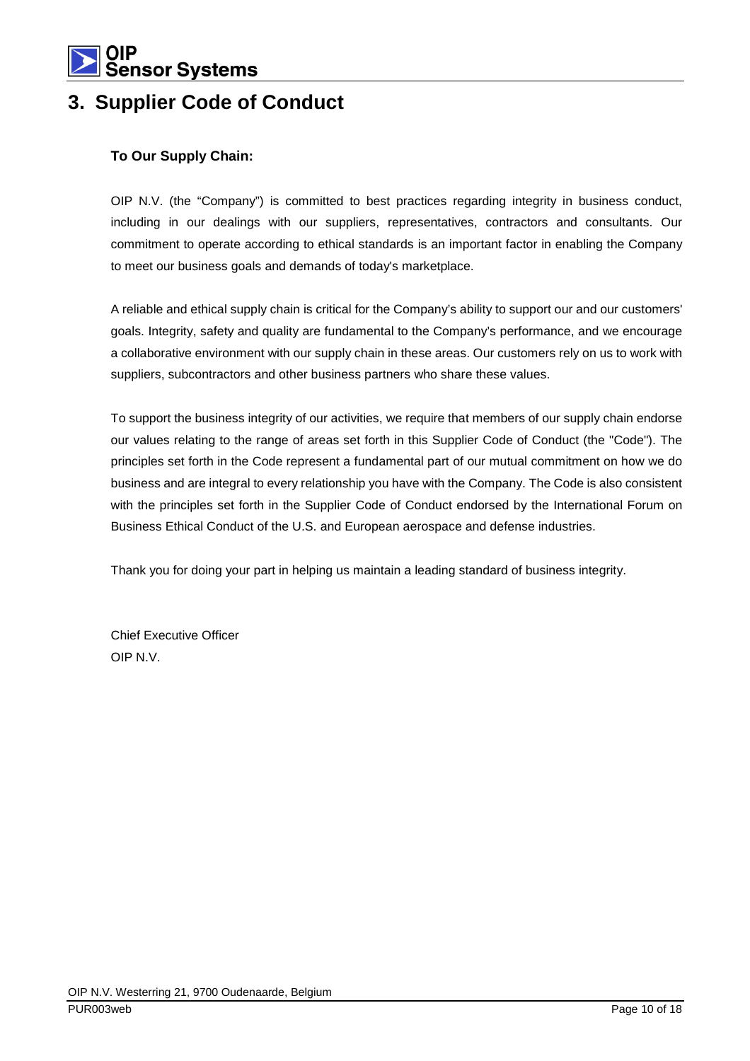# 3. Supplier Code of Conduct

**To Our Supply Chain:**

OIP N.V. (the "Company") is committed to best practices regarding integrity in business conduct, including in our dealings with our suppliers, representatives, contractors and consultants. Our commitment to operate according to ethical standards is an important factor in enabling the Company to meet our business goals and demands of today's marketplace.

A reliable and ethical supply chain is critical for the Company's ability to support our and our customers' goals. Integrity, safety and quality are fundamental to the Company's performance, and we encourage a collaborative environment with our supply chain in these areas. Our customers rely on us to work with suppliers, subcontractors and other business partners who share these values.

To support the business integrity of our activities, we require that members of our supply chain endorse our values relating to the range of areas set forth in this Supplier Code of Conduct (the "Code"). The principles set forth in the Code represent a fundamental part of our mutual commitment on how we do business and are integral to every relationship you have with the Company. The Code is also consistent with the principles set forth in the Supplier Code of Conduct endorsed by the International Forum on Business Ethical Conduct of the U.S. and European aerospace and defense industries.

Thank you for doing your part in helping us maintain a leading standard of business integrity.

Chief Executive Officer
OIP N.V.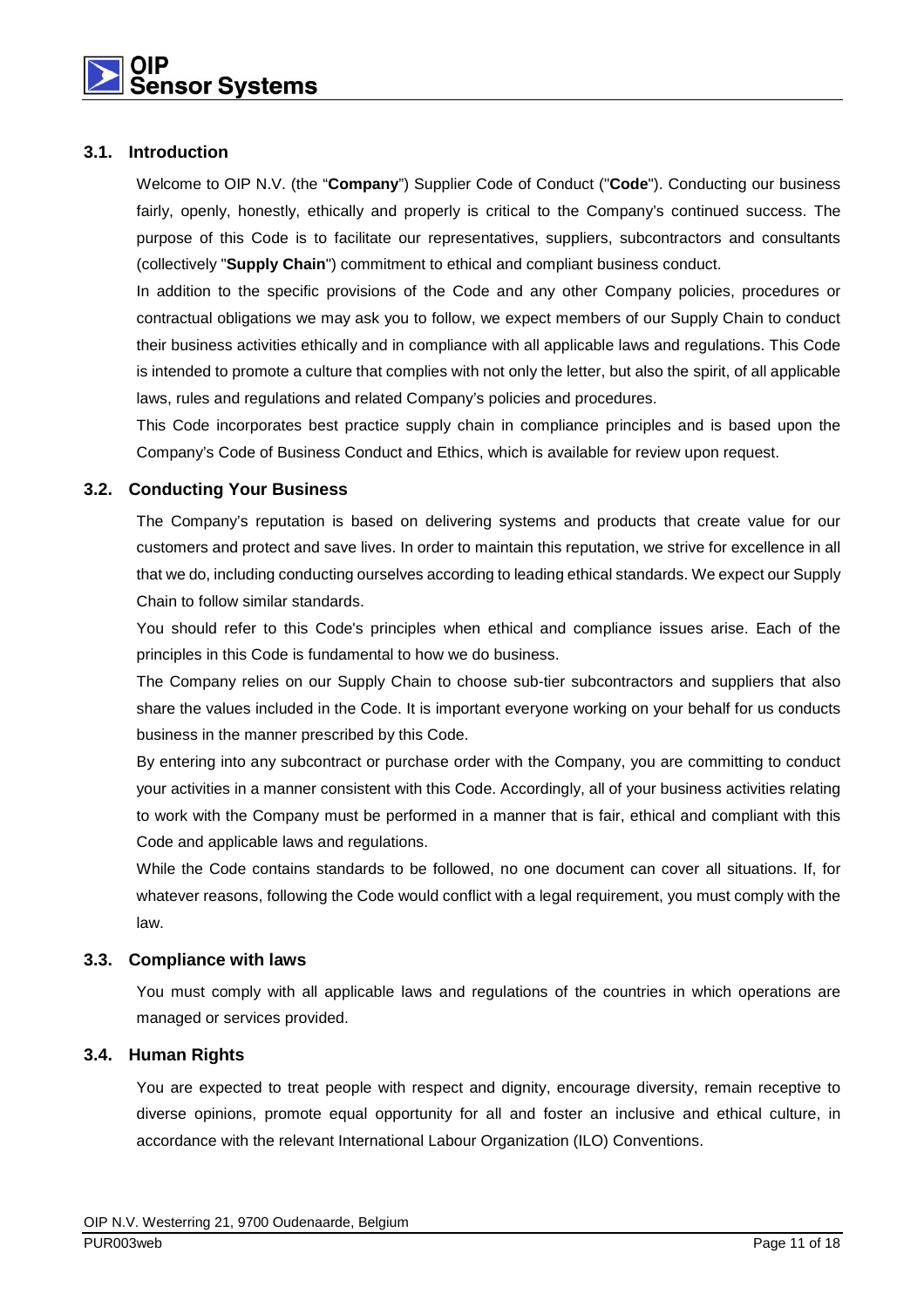### 3.1. Introduction

Welcome to OIP N.V. (the "**Company**") Supplier Code of Conduct ("**Code**"). Conducting our business fairly, openly, honestly, ethically and properly is critical to the Company's continued success. The purpose of this Code is to facilitate our representatives, suppliers, subcontractors and consultants (collectively "**Supply Chain**") commitment to ethical and compliant business conduct.

In addition to the specific provisions of the Code and any other Company policies, procedures or contractual obligations we may ask you to follow, we expect members of our Supply Chain to conduct their business activities ethically and in compliance with all applicable laws and regulations. This Code is intended to promote a culture that complies with not only the letter, but also the spirit, of all applicable laws, rules and regulations and related Company's policies and procedures.

This Code incorporates best practice supply chain in compliance principles and is based upon the Company's Code of Business Conduct and Ethics, which is available for review upon request.

### 3.2. Conducting Your Business

The Company's reputation is based on delivering systems and products that create value for our customers and protect and save lives. In order to maintain this reputation, we strive for excellence in all that we do, including conducting ourselves according to leading ethical standards. We expect our Supply Chain to follow similar standards.

You should refer to this Code's principles when ethical and compliance issues arise. Each of the principles in this Code is fundamental to how we do business.

The Company relies on our Supply Chain to choose sub-tier subcontractors and suppliers that also share the values included in the Code. It is important everyone working on your behalf for us conducts business in the manner prescribed by this Code.

By entering into any subcontract or purchase order with the Company, you are committing to conduct your activities in a manner consistent with this Code. Accordingly, all of your business activities relating to work with the Company must be performed in a manner that is fair, ethical and compliant with this Code and applicable laws and regulations.

While the Code contains standards to be followed, no one document can cover all situations. If, for whatever reasons, following the Code would conflict with a legal requirement, you must comply with the law.

### 3.3. Compliance with laws

You must comply with all applicable laws and regulations of the countries in which operations are managed or services provided.

### 3.4. Human Rights

You are expected to treat people with respect and dignity, encourage diversity, remain receptive to diverse opinions, promote equal opportunity for all and foster an inclusive and ethical culture, in accordance with the relevant International Labour Organization (ILO) Conventions.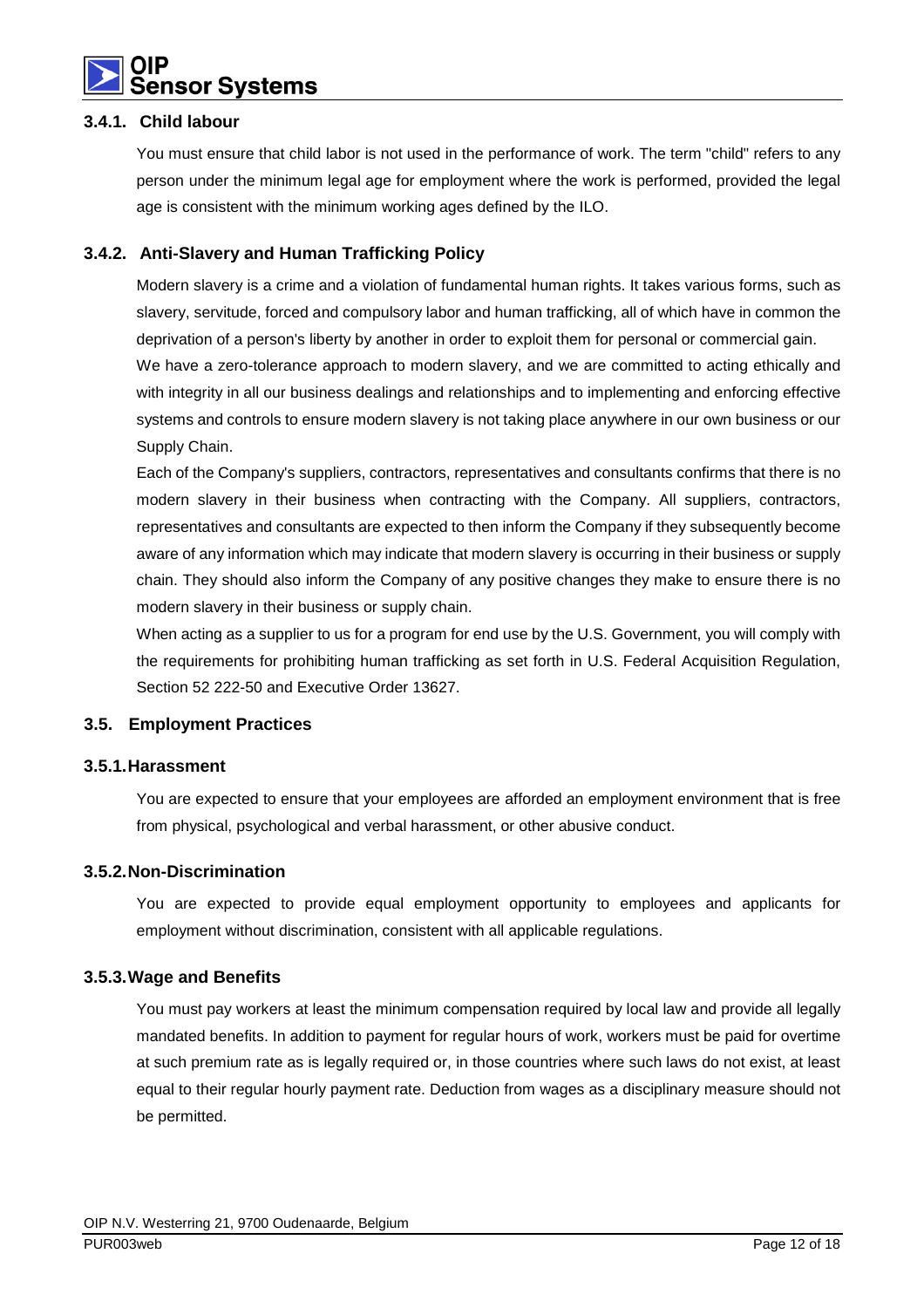### 3.4.1. Child labour

You must ensure that child labor is not used in the performance of work. The term "child" refers to any person under the minimum legal age for employment where the work is performed, provided the legal age is consistent with the minimum working ages defined by the ILO.

### 3.4.2. Anti-Slavery and Human Trafficking Policy

Modern slavery is a crime and a violation of fundamental human rights. It takes various forms, such as slavery, servitude, forced and compulsory labor and human trafficking, all of which have in common the deprivation of a person's liberty by another in order to exploit them for personal or commercial gain.

We have a zero-tolerance approach to modern slavery, and we are committed to acting ethically and with integrity in all our business dealings and relationships and to implementing and enforcing effective systems and controls to ensure modern slavery is not taking place anywhere in our own business or our Supply Chain.

Each of the Company's suppliers, contractors, representatives and consultants confirms that there is no modern slavery in their business when contracting with the Company. All suppliers, contractors, representatives and consultants are expected to then inform the Company if they subsequently become aware of any information which may indicate that modern slavery is occurring in their business or supply chain. They should also inform the Company of any positive changes they make to ensure there is no modern slavery in their business or supply chain.

When acting as a supplier to us for a program for end use by the U.S. Government, you will comply with the requirements for prohibiting human trafficking as set forth in U.S. Federal Acquisition Regulation, Section 52 222-50 and Executive Order 13627.

## 3.5. Employment Practices

### 3.5.1. Harassment

You are expected to ensure that your employees are afforded an employment environment that is free from physical, psychological and verbal harassment, or other abusive conduct.

### 3.5.2. Non-Discrimination

You are expected to provide equal employment opportunity to employees and applicants for employment without discrimination, consistent with all applicable regulations.

### 3.5.3. Wage and Benefits

You must pay workers at least the minimum compensation required by local law and provide all legally mandated benefits. In addition to payment for regular hours of work, workers must be paid for overtime at such premium rate as is legally required or, in those countries where such laws do not exist, at least equal to their regular hourly payment rate. Deduction from wages as a disciplinary measure should not be permitted.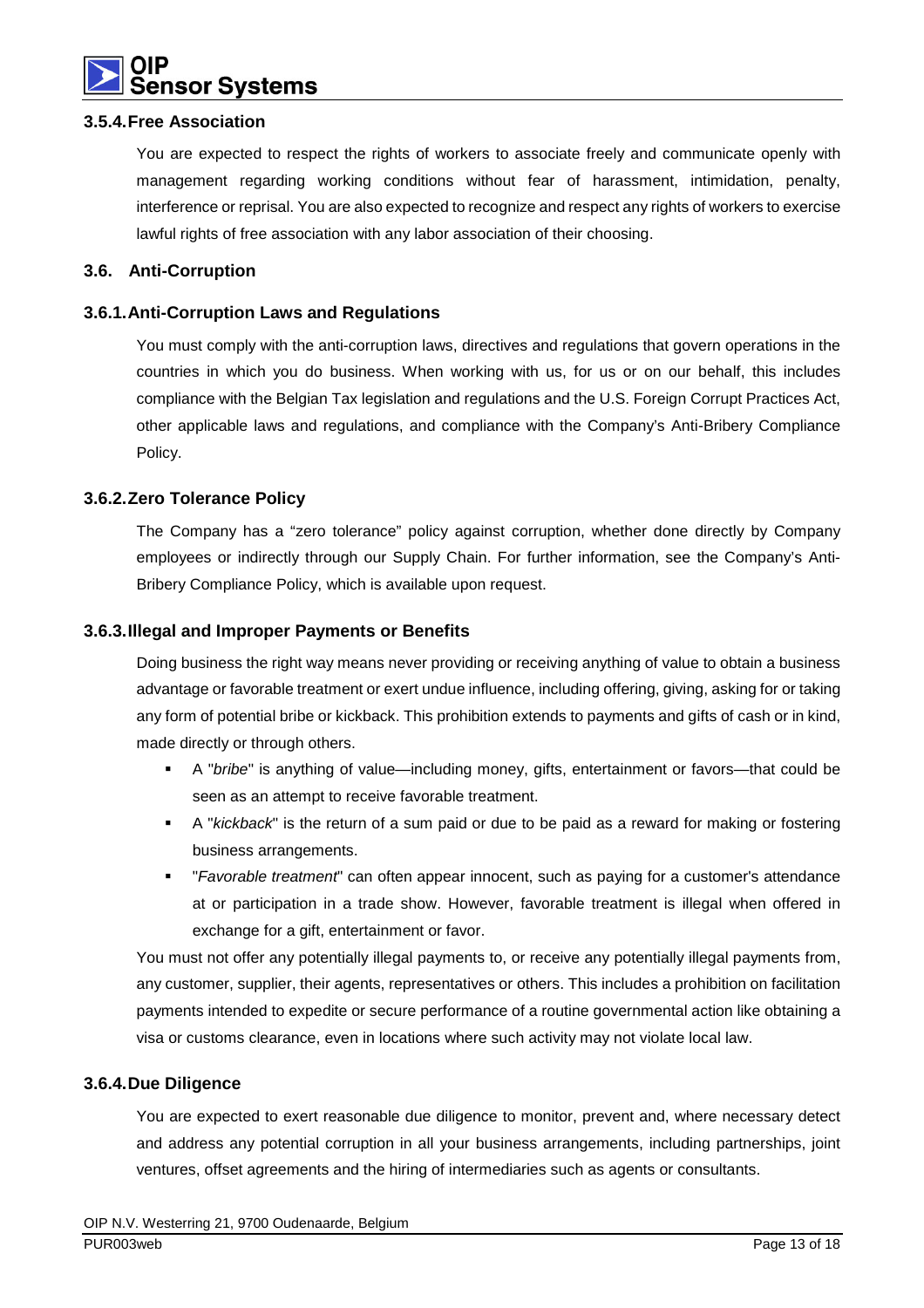### 3.5.4. Free Association

You are expected to respect the rights of workers to associate freely and communicate openly with management regarding working conditions without fear of harassment, intimidation, penalty, interference or reprisal. You are also expected to recognize and respect any rights of workers to exercise lawful rights of free association with any labor association of their choosing.

## 3.6. Anti-Corruption

### 3.6.1. Anti-Corruption Laws and Regulations

You must comply with the anti-corruption laws, directives and regulations that govern operations in the countries in which you do business. When working with us, for us or on our behalf, this includes compliance with the Belgian Tax legislation and regulations and the U.S. Foreign Corrupt Practices Act, other applicable laws and regulations, and compliance with the Company's Anti-Bribery Compliance Policy.

### 3.6.2. Zero Tolerance Policy

The Company has a "zero tolerance" policy against corruption, whether done directly by Company employees or indirectly through our Supply Chain. For further information, see the Company's Anti-Bribery Compliance Policy, which is available upon request.

### 3.6.3. Illegal and Improper Payments or Benefits

Doing business the right way means never providing or receiving anything of value to obtain a business advantage or favorable treatment or exert undue influence, including offering, giving, asking for or taking any form of potential bribe or kickback. This prohibition extends to payments and gifts of cash or in kind, made directly or through others.

- A "*bribe*" is anything of value—including money, gifts, entertainment or favors—that could be seen as an attempt to receive favorable treatment.
- A "*kickback*" is the return of a sum paid or due to be paid as a reward for making or fostering business arrangements.
- "*Favorable treatment*" can often appear innocent, such as paying for a customer's attendance at or participation in a trade show. However, favorable treatment is illegal when offered in exchange for a gift, entertainment or favor.

You must not offer any potentially illegal payments to, or receive any potentially illegal payments from, any customer, supplier, their agents, representatives or others. This includes a prohibition on facilitation payments intended to expedite or secure performance of a routine governmental action like obtaining a visa or customs clearance, even in locations where such activity may not violate local law.

### 3.6.4. Due Diligence

You are expected to exert reasonable due diligence to monitor, prevent and, where necessary detect and address any potential corruption in all your business arrangements, including partnerships, joint ventures, offset agreements and the hiring of intermediaries such as agents or consultants.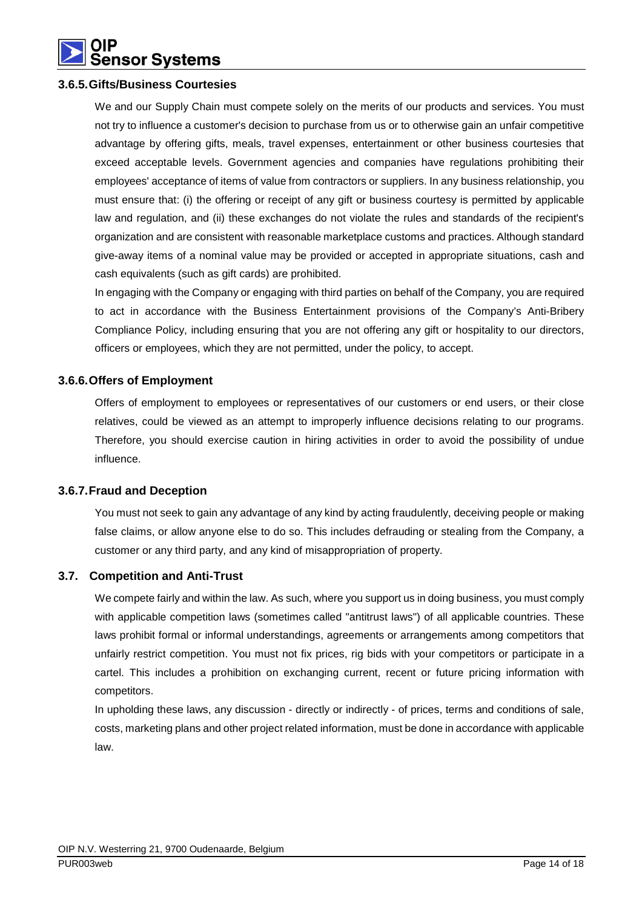### 3.6.5. Gifts/Business Courtesies

We and our Supply Chain must compete solely on the merits of our products and services. You must not try to influence a customer's decision to purchase from us or to otherwise gain an unfair competitive advantage by offering gifts, meals, travel expenses, entertainment or other business courtesies that exceed acceptable levels. Government agencies and companies have regulations prohibiting their employees' acceptance of items of value from contractors or suppliers. In any business relationship, you must ensure that: (i) the offering or receipt of any gift or business courtesy is permitted by applicable law and regulation, and (ii) these exchanges do not violate the rules and standards of the recipient's organization and are consistent with reasonable marketplace customs and practices. Although standard give-away items of a nominal value may be provided or accepted in appropriate situations, cash and cash equivalents (such as gift cards) are prohibited.

In engaging with the Company or engaging with third parties on behalf of the Company, you are required to act in accordance with the Business Entertainment provisions of the Company's Anti-Bribery Compliance Policy, including ensuring that you are not offering any gift or hospitality to our directors, officers or employees, which they are not permitted, under the policy, to accept.

### 3.6.6. Offers of Employment

Offers of employment to employees or representatives of our customers or end users, or their close relatives, could be viewed as an attempt to improperly influence decisions relating to our programs. Therefore, you should exercise caution in hiring activities in order to avoid the possibility of undue influence.

### 3.6.7. Fraud and Deception

You must not seek to gain any advantage of any kind by acting fraudulently, deceiving people or making false claims, or allow anyone else to do so. This includes defrauding or stealing from the Company, a customer or any third party, and any kind of misappropriation of property.

## 3.7. Competition and Anti-Trust

We compete fairly and within the law. As such, where you support us in doing business, you must comply with applicable competition laws (sometimes called "antitrust laws") of all applicable countries. These laws prohibit formal or informal understandings, agreements or arrangements among competitors that unfairly restrict competition. You must not fix prices, rig bids with your competitors or participate in a cartel. This includes a prohibition on exchanging current, recent or future pricing information with competitors.

In upholding these laws, any discussion - directly or indirectly - of prices, terms and conditions of sale, costs, marketing plans and other project related information, must be done in accordance with applicable law.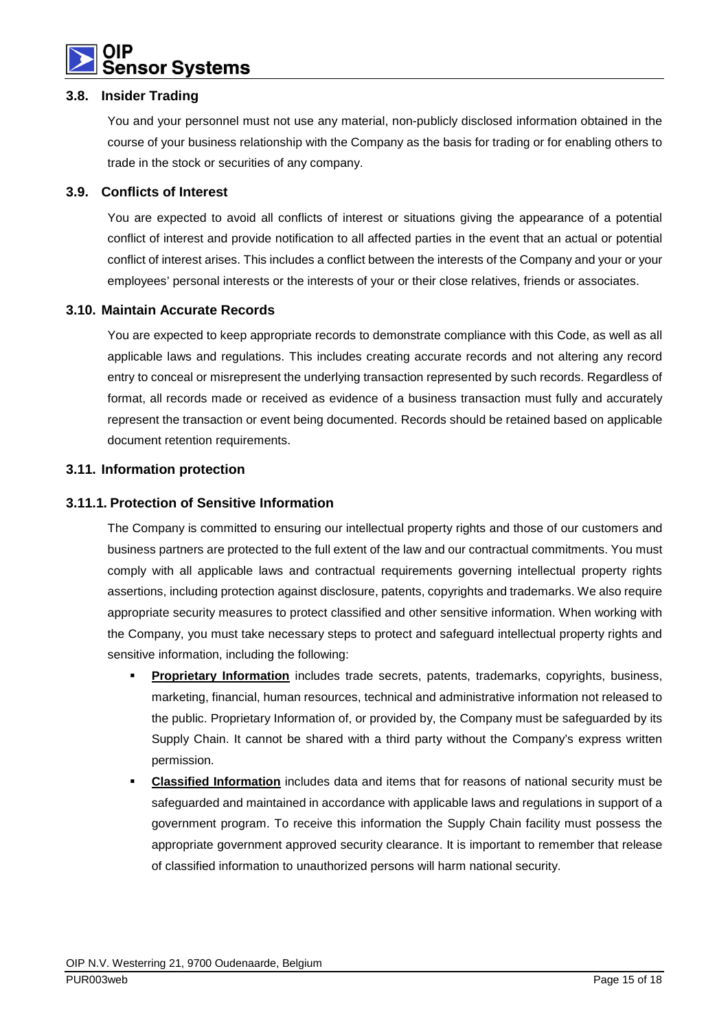### 3.8. Insider Trading

You and your personnel must not use any material, non-publicly disclosed information obtained in the course of your business relationship with the Company as the basis for trading or for enabling others to trade in the stock or securities of any company.

### 3.9. Conflicts of Interest

You are expected to avoid all conflicts of interest or situations giving the appearance of a potential conflict of interest and provide notification to all affected parties in the event that an actual or potential conflict of interest arises. This includes a conflict between the interests of the Company and your or your employees' personal interests or the interests of your or their close relatives, friends or associates.

### 3.10. Maintain Accurate Records

You are expected to keep appropriate records to demonstrate compliance with this Code, as well as all applicable laws and regulations. This includes creating accurate records and not altering any record entry to conceal or misrepresent the underlying transaction represented by such records. Regardless of format, all records made or received as evidence of a business transaction must fully and accurately represent the transaction or event being documented. Records should be retained based on applicable document retention requirements.

### 3.11. Information protection

#### 3.11.1. Protection of Sensitive Information

The Company is committed to ensuring our intellectual property rights and those of our customers and business partners are protected to the full extent of the law and our contractual commitments. You must comply with all applicable laws and contractual requirements governing intellectual property rights assertions, including protection against disclosure, patents, copyrights and trademarks. We also require appropriate security measures to protect classified and other sensitive information. When working with the Company, you must take necessary steps to protect and safeguard intellectual property rights and sensitive information, including the following:

- **Proprietary Information** includes trade secrets, patents, trademarks, copyrights, business, marketing, financial, human resources, technical and administrative information not released to the public. Proprietary Information of, or provided by, the Company must be safeguarded by its Supply Chain. It cannot be shared with a third party without the Company's express written permission.
- **Classified Information** includes data and items that for reasons of national security must be safeguarded and maintained in accordance with applicable laws and regulations in support of a government program. To receive this information the Supply Chain facility must possess the appropriate government approved security clearance. It is important to remember that release of classified information to unauthorized persons will harm national security.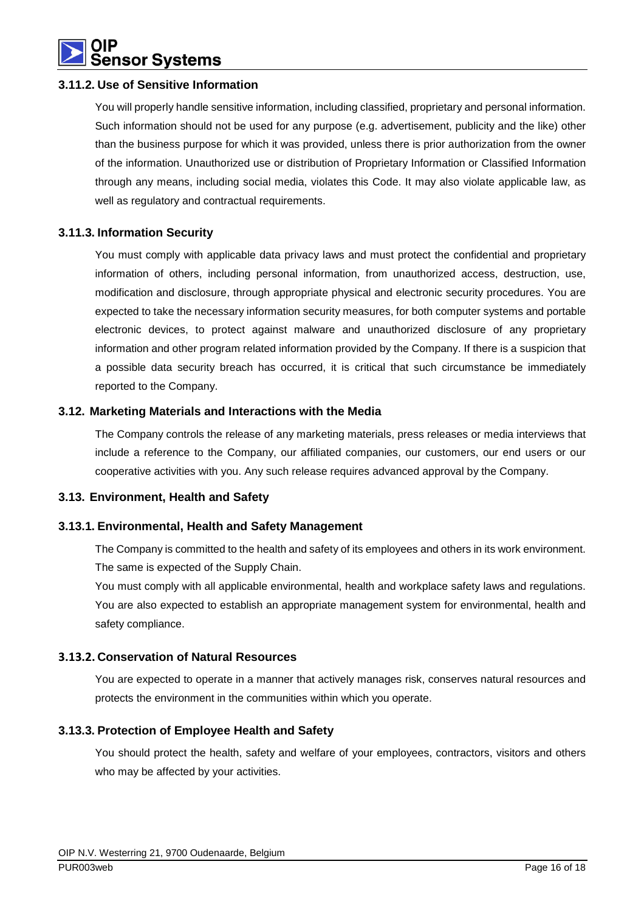### 3.11.2. Use of Sensitive Information

You will properly handle sensitive information, including classified, proprietary and personal information. Such information should not be used for any purpose (e.g. advertisement, publicity and the like) other than the business purpose for which it was provided, unless there is prior authorization from the owner of the information. Unauthorized use or distribution of Proprietary Information or Classified Information through any means, including social media, violates this Code. It may also violate applicable law, as well as regulatory and contractual requirements.

### 3.11.3. Information Security

You must comply with applicable data privacy laws and must protect the confidential and proprietary information of others, including personal information, from unauthorized access, destruction, use, modification and disclosure, through appropriate physical and electronic security procedures. You are expected to take the necessary information security measures, for both computer systems and portable electronic devices, to protect against malware and unauthorized disclosure of any proprietary information and other program related information provided by the Company. If there is a suspicion that a possible data security breach has occurred, it is critical that such circumstance be immediately reported to the Company.

## 3.12. Marketing Materials and Interactions with the Media

The Company controls the release of any marketing materials, press releases or media interviews that include a reference to the Company, our affiliated companies, our customers, our end users or our cooperative activities with you. Any such release requires advanced approval by the Company.

## 3.13. Environment, Health and Safety

### 3.13.1. Environmental, Health and Safety Management

The Company is committed to the health and safety of its employees and others in its work environment. The same is expected of the Supply Chain.

You must comply with all applicable environmental, health and workplace safety laws and regulations. You are also expected to establish an appropriate management system for environmental, health and safety compliance.

### 3.13.2. Conservation of Natural Resources

You are expected to operate in a manner that actively manages risk, conserves natural resources and protects the environment in the communities within which you operate.

### 3.13.3. Protection of Employee Health and Safety

You should protect the health, safety and welfare of your employees, contractors, visitors and others who may be affected by your activities.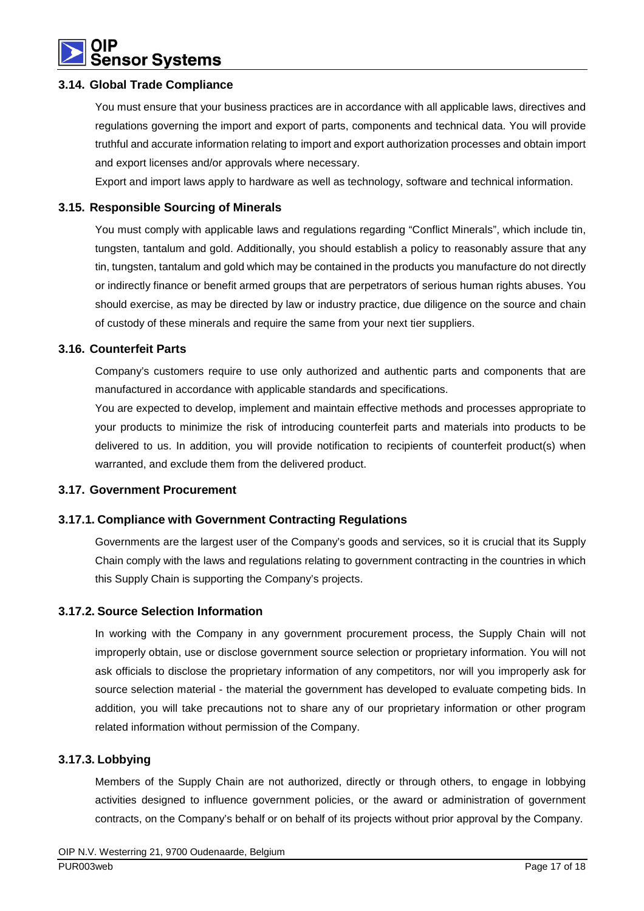### 3.14. Global Trade Compliance

You must ensure that your business practices are in accordance with all applicable laws, directives and regulations governing the import and export of parts, components and technical data. You will provide truthful and accurate information relating to import and export authorization processes and obtain import and export licenses and/or approvals where necessary.

Export and import laws apply to hardware as well as technology, software and technical information.

### 3.15. Responsible Sourcing of Minerals

You must comply with applicable laws and regulations regarding "Conflict Minerals", which include tin, tungsten, tantalum and gold. Additionally, you should establish a policy to reasonably assure that any tin, tungsten, tantalum and gold which may be contained in the products you manufacture do not directly or indirectly finance or benefit armed groups that are perpetrators of serious human rights abuses. You should exercise, as may be directed by law or industry practice, due diligence on the source and chain of custody of these minerals and require the same from your next tier suppliers.

### 3.16. Counterfeit Parts

Company's customers require to use only authorized and authentic parts and components that are manufactured in accordance with applicable standards and specifications.

You are expected to develop, implement and maintain effective methods and processes appropriate to your products to minimize the risk of introducing counterfeit parts and materials into products to be delivered to us. In addition, you will provide notification to recipients of counterfeit product(s) when warranted, and exclude them from the delivered product.

### 3.17. Government Procurement

#### 3.17.1. Compliance with Government Contracting Regulations

Governments are the largest user of the Company's goods and services, so it is crucial that its Supply Chain comply with the laws and regulations relating to government contracting in the countries in which this Supply Chain is supporting the Company's projects.

#### 3.17.2. Source Selection Information

In working with the Company in any government procurement process, the Supply Chain will not improperly obtain, use or disclose government source selection or proprietary information. You will not ask officials to disclose the proprietary information of any competitors, nor will you improperly ask for source selection material - the material the government has developed to evaluate competing bids. In addition, you will take precautions not to share any of our proprietary information or other program related information without permission of the Company.

#### 3.17.3. Lobbying

Members of the Supply Chain are not authorized, directly or through others, to engage in lobbying activities designed to influence government policies, or the award or administration of government contracts, on the Company's behalf or on behalf of its projects without prior approval by the Company.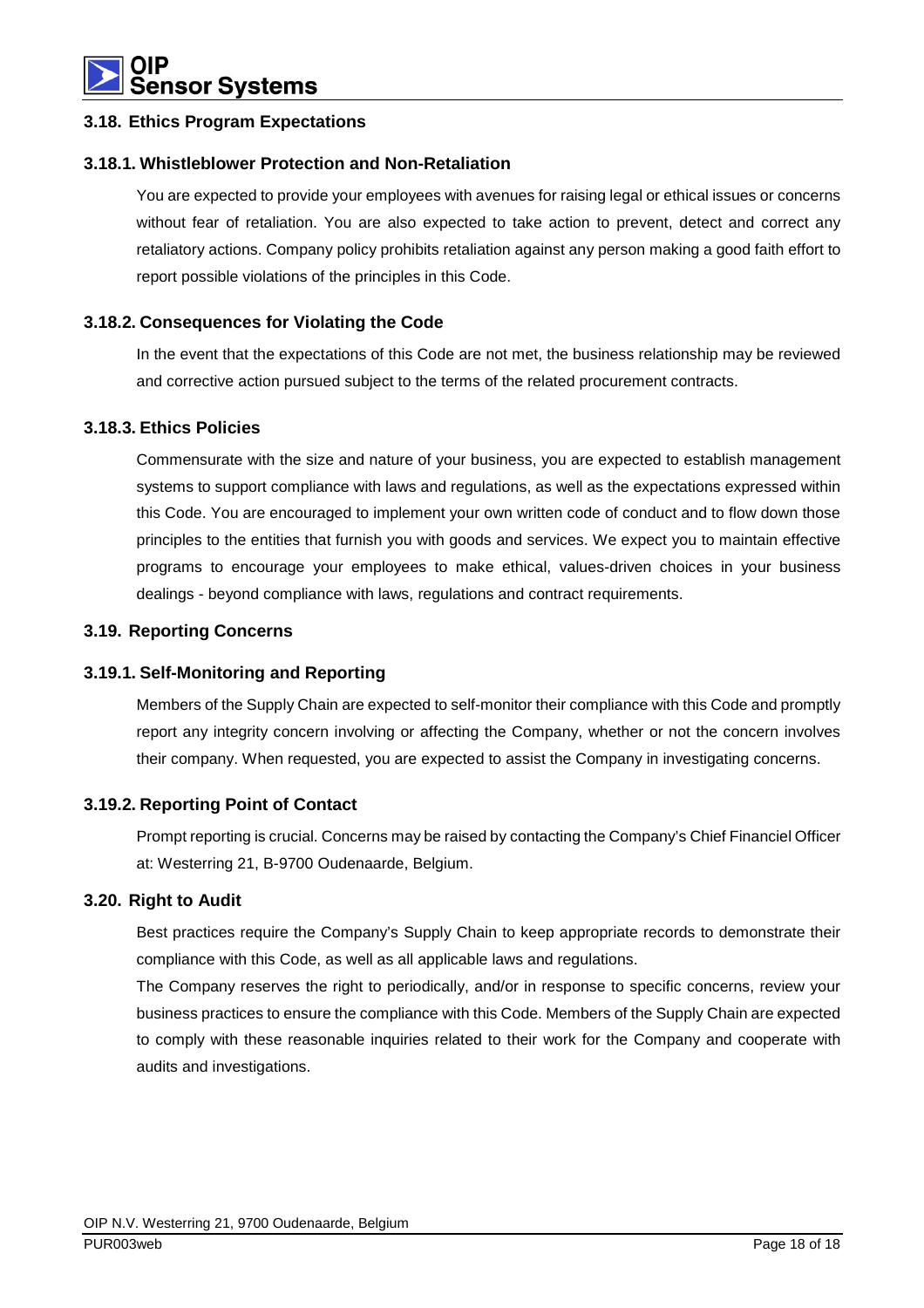### 3.18. Ethics Program Expectations

#### 3.18.1. Whistleblower Protection and Non-Retaliation

You are expected to provide your employees with avenues for raising legal or ethical issues or concerns without fear of retaliation. You are also expected to take action to prevent, detect and correct any retaliatory actions. Company policy prohibits retaliation against any person making a good faith effort to report possible violations of the principles in this Code.

#### 3.18.2. Consequences for Violating the Code

In the event that the expectations of this Code are not met, the business relationship may be reviewed and corrective action pursued subject to the terms of the related procurement contracts.

#### 3.18.3. Ethics Policies

Commensurate with the size and nature of your business, you are expected to establish management systems to support compliance with laws and regulations, as well as the expectations expressed within this Code. You are encouraged to implement your own written code of conduct and to flow down those principles to the entities that furnish you with goods and services. We expect you to maintain effective programs to encourage your employees to make ethical, values-driven choices in your business dealings - beyond compliance with laws, regulations and contract requirements.

### 3.19. Reporting Concerns

#### 3.19.1. Self-Monitoring and Reporting

Members of the Supply Chain are expected to self-monitor their compliance with this Code and promptly report any integrity concern involving or affecting the Company, whether or not the concern involves their company. When requested, you are expected to assist the Company in investigating concerns.

#### 3.19.2. Reporting Point of Contact

Prompt reporting is crucial. Concerns may be raised by contacting the Company's Chief Financiel Officer at: Westerring 21, B-9700 Oudenaarde, Belgium.

### 3.20. Right to Audit

Best practices require the Company's Supply Chain to keep appropriate records to demonstrate their compliance with this Code, as well as all applicable laws and regulations.

The Company reserves the right to periodically, and/or in response to specific concerns, review your business practices to ensure the compliance with this Code. Members of the Supply Chain are expected to comply with these reasonable inquiries related to their work for the Company and cooperate with audits and investigations.